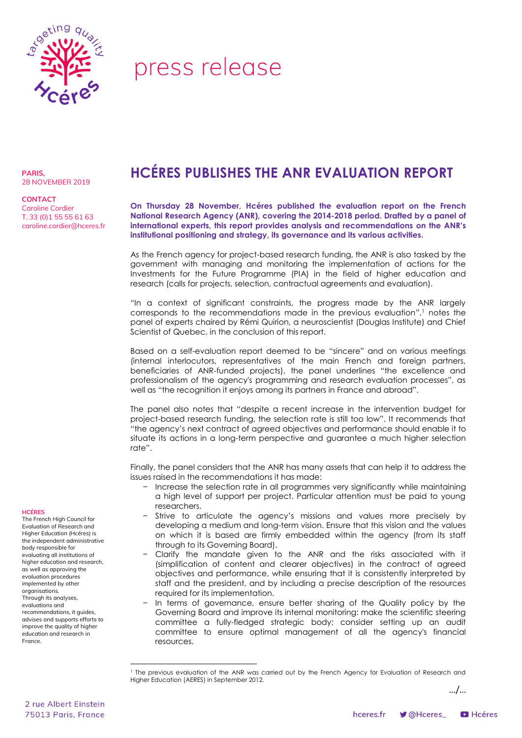press release

**PARIS,**
28 NOVEMBER 2019

**CONTACT**
Caroline Cordier
T. 33 (0)1 55 55 61 63
caroline.cordier@hceres.fr

# HCÉRES PUBLISHES THE ANR EVALUATION REPORT

**On Thursday 28 November, Hcéres published the evaluation report on the French National Research Agency (ANR), covering the 2014-2018 period. Drafted by a panel of international experts, this report provides analysis and recommendations on the ANR's institutional positioning and strategy, its governance and its various activities.**

As the French agency for project-based research funding, the ANR is also tasked by the government with managing and monitoring the implementation of actions for the Investments for the Future Programme (PIA) in the field of higher education and research (calls for projects, selection, contractual agreements and evaluation).

"In a context of significant constraints, the progress made by the ANR largely corresponds to the recommendations made in the previous evaluation",[1] notes the panel of experts chaired by Rémi Quirion, a neuroscientist (Douglas Institute) and Chief Scientist of Quebec, in the conclusion of this report.

Based on a self-evaluation report deemed to be "sincere" and on various meetings (internal interlocutors, representatives of the main French and foreign partners, beneficiaries of ANR-funded projects), the panel underlines "the excellence and professionalism of the agency's programming and research evaluation processes", as well as "the recognition it enjoys among its partners in France and abroad".

The panel also notes that "despite a recent increase in the intervention budget for project-based research funding, the selection rate is still too low". It recommends that "the agency's next contract of agreed objectives and performance should enable it to situate its actions in a long-term perspective and guarantee a much higher selection rate".

Finally, the panel considers that the ANR has many assets that can help it to address the issues raised in the recommendations it has made:

- Increase the selection rate in all programmes very significantly while maintaining a high level of support per project. Particular attention must be paid to young researchers.
- Strive to articulate the agency's missions and values more precisely by developing a medium and long-term vision. Ensure that this vision and the values on which it is based are firmly embedded within the agency (from its staff through to its Governing Board).
- Clarify the mandate given to the ANR and the risks associated with it (simplification of content and clearer objectives) in the contract of agreed objectives and performance, while ensuring that it is consistently interpreted by staff and the president, and by including a precise description of the resources required for its implementation.
- In terms of governance, ensure better sharing of the Quality policy by the Governing Board and improve its internal monitoring: make the scientific steering committee a fully-fledged strategic body; consider setting up an audit committee to ensure optimal management of all the agency's financial resources.

**HCÉRES**
The French High Council for Evaluation of Research and Higher Education (Hcéres) is the independent administrative body responsible for evaluating all institutions of higher education and research, as well as approving the evaluation procedures implemented by other organisations.
Through its analyses, evaluations and recommendations, it guides, advises and supports efforts to improve the quality of higher education and research in France.

[1] The previous evaluation of the ANR was carried out by the French Agency for Evaluation of Research and Higher Education (AERES) in September 2012.

.../...

2 rue Albert Einstein
75013 Paris, France

hceres.fr @Hceres_ Hcéres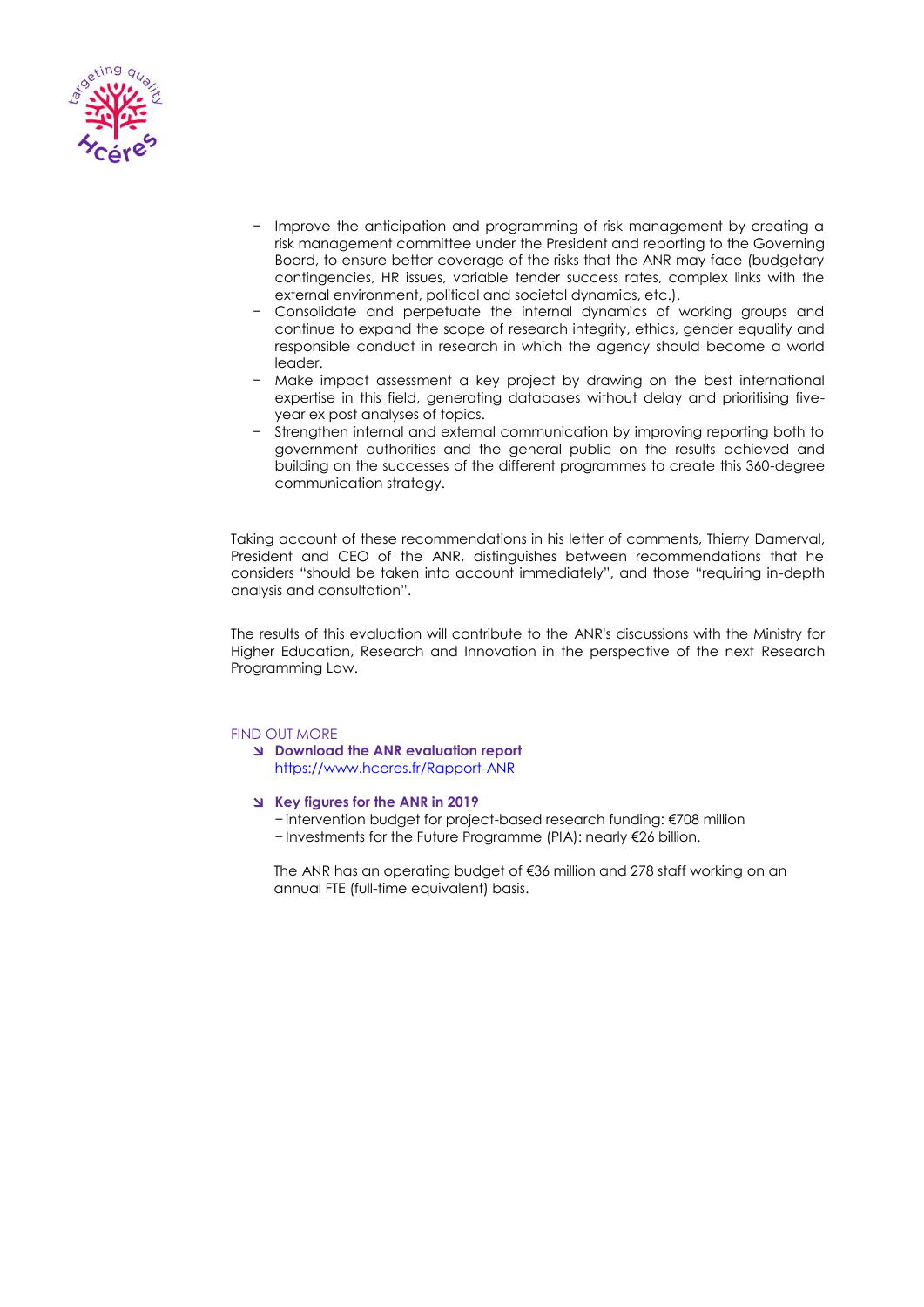- Improve the anticipation and programming of risk management by creating a risk management committee under the President and reporting to the Governing Board, to ensure better coverage of the risks that the ANR may face (budgetary contingencies, HR issues, variable tender success rates, complex links with the external environment, political and societal dynamics, etc.).
- Consolidate and perpetuate the internal dynamics of working groups and continue to expand the scope of research integrity, ethics, gender equality and responsible conduct in research in which the agency should become a world leader.
- Make impact assessment a key project by drawing on the best international expertise in this field, generating databases without delay and prioritising five-year ex post analyses of topics.
- Strengthen internal and external communication by improving reporting both to government authorities and the general public on the results achieved and building on the successes of the different programmes to create this 360-degree communication strategy.

Taking account of these recommendations in his letter of comments, Thierry Damerval, President and CEO of the ANR, distinguishes between recommendations that he considers "should be taken into account immediately", and those "requiring in-depth analysis and consultation".

The results of this evaluation will contribute to the ANR's discussions with the Ministry for Higher Education, Research and Innovation in the perspective of the next Research Programming Law.

FIND OUT MORE

- **Download the ANR evaluation report**
  https://www.hceres.fr/Rapport-ANR

- **Key figures for the ANR in 2019**
  - intervention budget for project-based research funding: €708 million
  - Investments for the Future Programme (PIA): nearly €26 billion.

  The ANR has an operating budget of €36 million and 278 staff working on an annual FTE (full-time equivalent) basis.